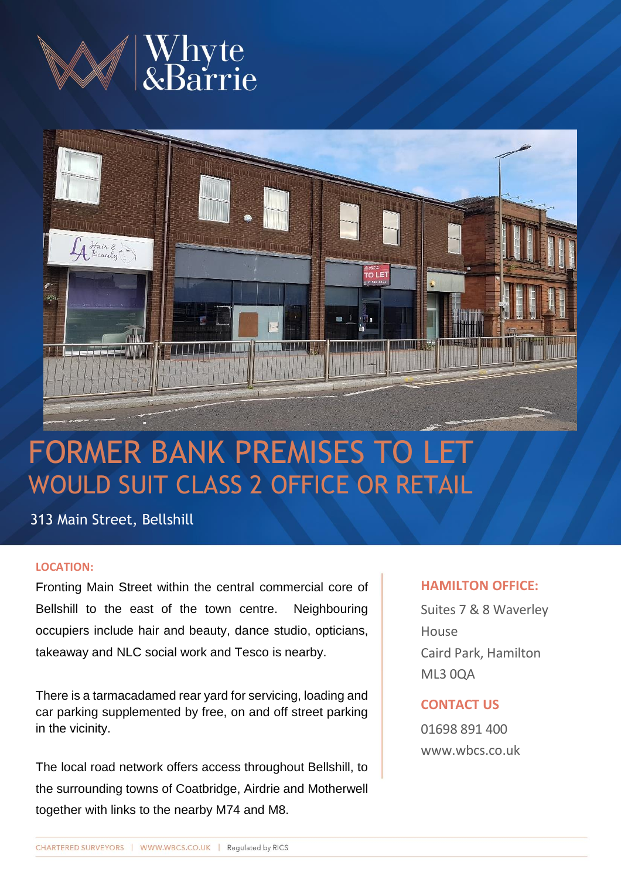Whyte &Barrie

# FORMER BANK PREMISES TO LET
## WOULD SUIT CLASS 2 OFFICE OR RETAIL

313 Main Street, Bellshill

**LOCATION:**

Fronting Main Street within the central commercial core of Bellshill to the east of the town centre. Neighbouring occupiers include hair and beauty, dance studio, opticians, takeaway and NLC social work and Tesco is nearby.

There is a tarmacadamed rear yard for servicing, loading and car parking supplemented by free, on and off street parking in the vicinity.

The local road network offers access throughout Bellshill, to the surrounding towns of Coatbridge, Airdrie and Motherwell together with links to the nearby M74 and M8.

**HAMILTON OFFICE:**

Suites 7 & 8 Waverley House
Caird Park, Hamilton
ML3 0QA

**CONTACT US**

01698 891 400
www.wbcs.co.uk

CHARTERED SURVEYORS | WWW.WBCS.CO.UK | Regulated by RICS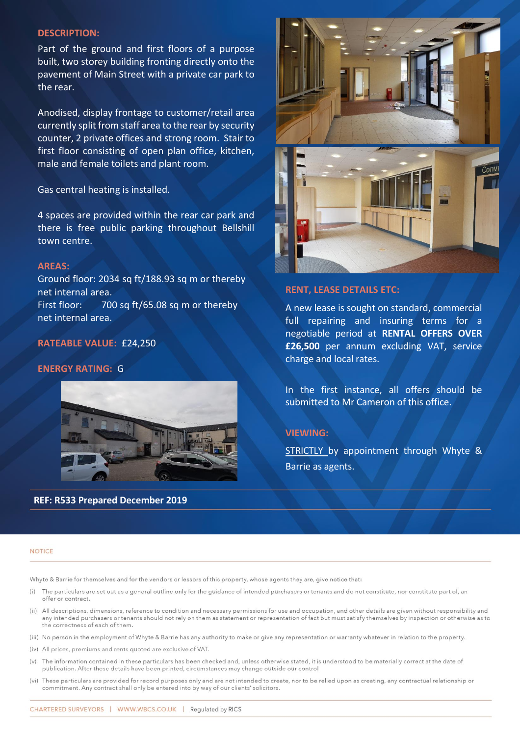## DESCRIPTION:

Part of the ground and first floors of a purpose built, two storey building fronting directly onto the pavement of Main Street with a private car park to the rear.

Anodised, display frontage to customer/retail area currently split from staff area to the rear by security counter, 2 private offices and strong room. Stair to first floor consisting of open plan office, kitchen, male and female toilets and plant room.

Gas central heating is installed.

4 spaces are provided within the rear car park and there is free public parking throughout Bellshill town centre.

## AREAS:

Ground floor: 2034 sq ft/188.93 sq m or thereby net internal area.
First floor: 700 sq ft/65.08 sq m or thereby net internal area.

## RATEABLE VALUE: £24,250

## ENERGY RATING: G

## RENT, LEASE DETAILS ETC:

A new lease is sought on standard, commercial full repairing and insuring terms for a negotiable period at **RENTAL OFFERS OVER £26,500** per annum excluding VAT, service charge and local rates.

In the first instance, all offers should be submitted to Mr Cameron of this office.

## VIEWING:

STRICTLY by appointment through Whyte & Barrie as agents.

**REF: R533 Prepared December 2019**

NOTICE

Whyte & Barrie for themselves and for the vendors or lessors of this property, whose agents they are, give notice that:

(i) The particulars are set out as a general outline only for the guidance of intended purchasers or tenants and do not constitute, nor constitute part of, an offer or contract.

(ii) All descriptions, dimensions, reference to condition and necessary permissions for use and occupation, and other details are given without responsibility and any intended purchasers or tenants should not rely on them as statement or representation of fact but must satisfy themselves by inspection or otherwise as to the correctness of each of them.

(iii) No person in the employment of Whyte & Barrie has any authority to make or give any representation or warranty whatever in relation to the property.

(iv) All prices, premiums and rents quoted are exclusive of VAT.

(v) The information contained in these particulars has been checked and, unless otherwise stated, it is understood to be materially correct at the date of publication. After these details have been printed, circumstances may change outside our control

(vi) These particulars are provided for record purposes only and are not intended to create, nor to be relied upon as creating, any contractual relationship or commitment. Any contract shall only be entered into by way of our clients' solicitors.

CHARTERED SURVEYORS | WWW.WBCS.CO.UK | Regulated by RICS